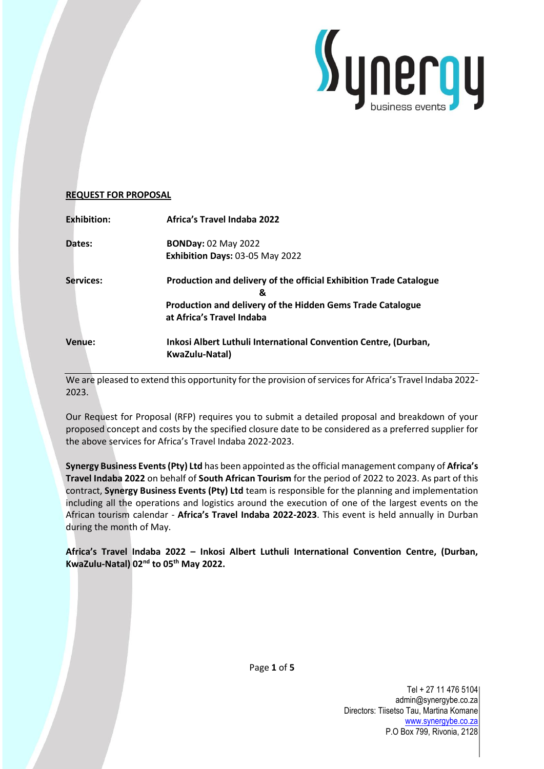**REQUEST FOR PROPOSAL**

| | |
|---|---|
| **Exhibition:** | **Africa's Travel Indaba 2022** |
| **Dates:** | **BONDay:** 02 May 2022<br>**Exhibition Days:** 03-05 May 2022 |
| **Services:** | **Production and delivery of the official Exhibition Trade Catalogue**<br>**&**<br>**Production and delivery of the Hidden Gems Trade Catalogue at Africa's Travel Indaba** |
| **Venue:** | **Inkosi Albert Luthuli International Convention Centre, (Durban, KwaZulu-Natal)** |

We are pleased to extend this opportunity for the provision of services for Africa's Travel Indaba 2022-2023.

Our Request for Proposal (RFP) requires you to submit a detailed proposal and breakdown of your proposed concept and costs by the specified closure date to be considered as a preferred supplier for the above services for Africa's Travel Indaba 2022-2023.

**Synergy Business Events (Pty) Ltd** has been appointed as the official management company of **Africa's Travel Indaba 2022** on behalf of **South African Tourism** for the period of 2022 to 2023. As part of this contract, **Synergy Business Events (Pty) Ltd** team is responsible for the planning and implementation including all the operations and logistics around the execution of one of the largest events on the African tourism calendar - **Africa's Travel Indaba 2022-2023**. This event is held annually in Durban during the month of May.

**Africa's Travel Indaba 2022 – Inkosi Albert Luthuli International Convention Centre, (Durban, KwaZulu-Natal) 02nd to 05th May 2022.**

Tel + 27 11 476 5104
admin@synergybe.co.za
Directors: Tiisetso Tau, Martina Komane
www.synergybe.co.za
P.O Box 799, Rivonia, 2128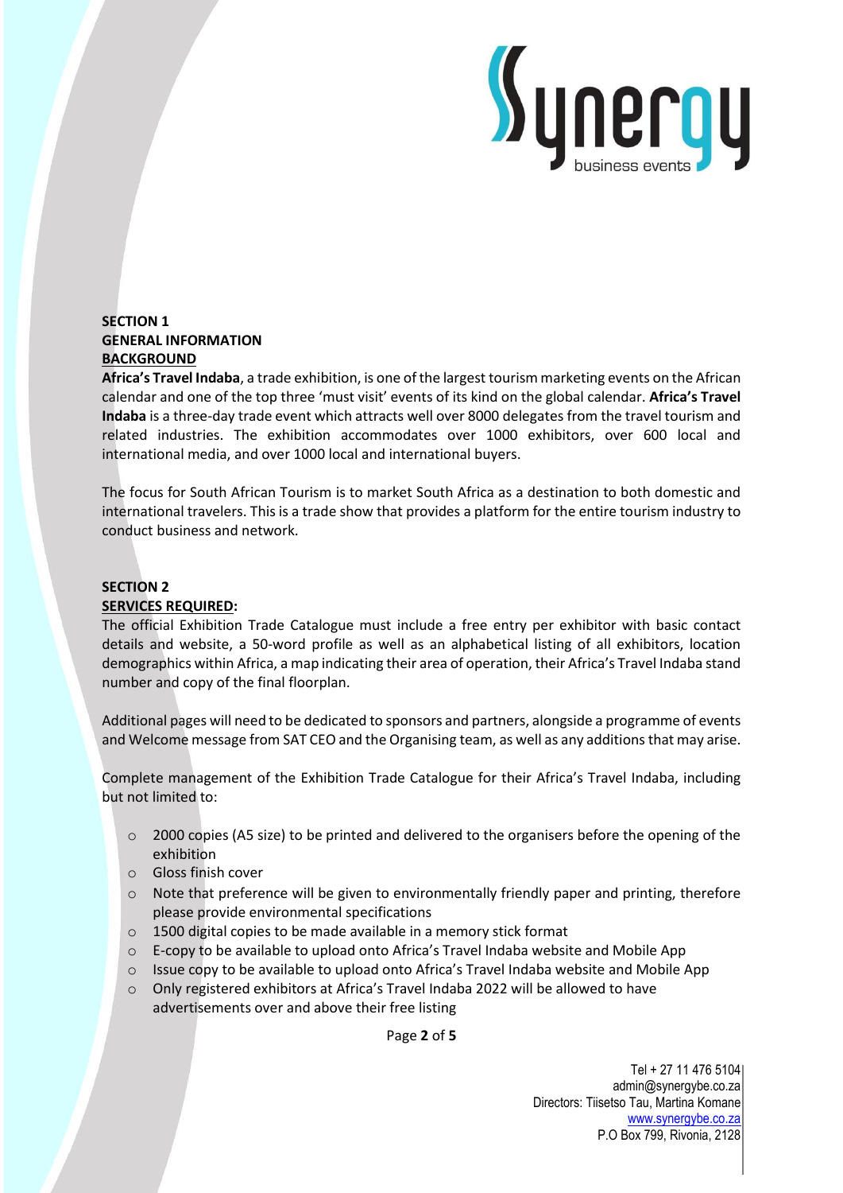## SECTION 1

## GENERAL INFORMATION

### BACKGROUND

**Africa's Travel Indaba**, a trade exhibition, is one of the largest tourism marketing events on the African calendar and one of the top three 'must visit' events of its kind on the global calendar. **Africa's Travel Indaba** is a three-day trade event which attracts well over 8000 delegates from the travel tourism and related industries. The exhibition accommodates over 1000 exhibitors, over 600 local and international media, and over 1000 local and international buyers.

The focus for South African Tourism is to market South Africa as a destination to both domestic and international travelers. This is a trade show that provides a platform for the entire tourism industry to conduct business and network.

## SECTION 2

### SERVICES REQUIRED:

The official Exhibition Trade Catalogue must include a free entry per exhibitor with basic contact details and website, a 50-word profile as well as an alphabetical listing of all exhibitors, location demographics within Africa, a map indicating their area of operation, their Africa's Travel Indaba stand number and copy of the final floorplan.

Additional pages will need to be dedicated to sponsors and partners, alongside a programme of events and Welcome message from SAT CEO and the Organising team, as well as any additions that may arise.

Complete management of the Exhibition Trade Catalogue for their Africa's Travel Indaba, including but not limited to:

- 2000 copies (A5 size) to be printed and delivered to the organisers before the opening of the exhibition
- Gloss finish cover
- Note that preference will be given to environmentally friendly paper and printing, therefore please provide environmental specifications
- 1500 digital copies to be made available in a memory stick format
- E-copy to be available to upload onto Africa's Travel Indaba website and Mobile App
- Issue copy to be available to upload onto Africa's Travel Indaba website and Mobile App
- Only registered exhibitors at Africa's Travel Indaba 2022 will be allowed to have advertisements over and above their free listing

Tel + 27 11 476 5104
admin@synergybe.co.za
Directors: Tiisetso Tau, Martina Komane
www.synergybe.co.za
P.O Box 799, Rivonia, 2128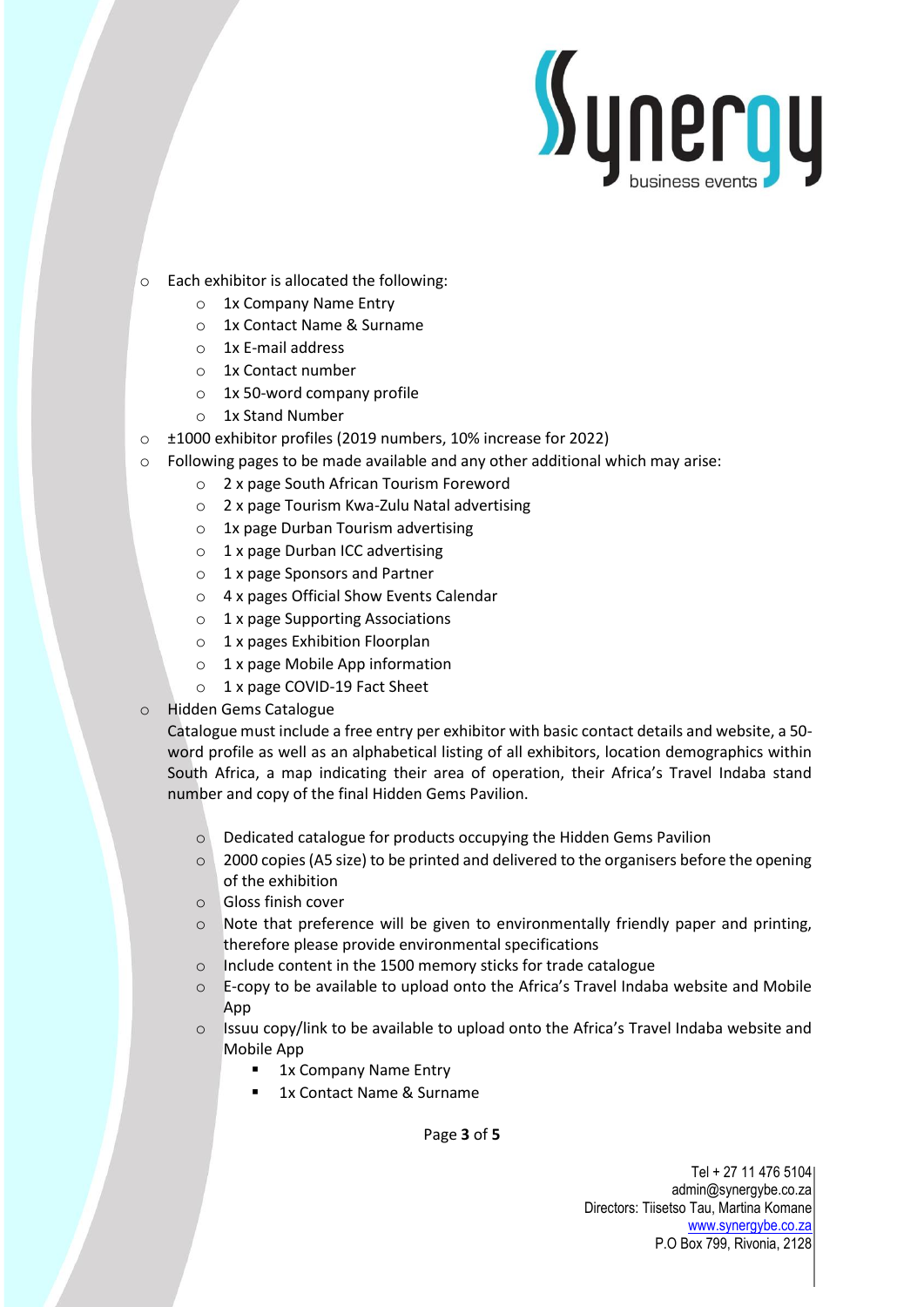- Each exhibitor is allocated the following:
  - 1x Company Name Entry
  - 1x Contact Name & Surname
  - 1x E-mail address
  - 1x Contact number
  - 1x 50-word company profile
  - 1x Stand Number
- ±1000 exhibitor profiles (2019 numbers, 10% increase for 2022)
- Following pages to be made available and any other additional which may arise:
  - 2 x page South African Tourism Foreword
  - 2 x page Tourism Kwa-Zulu Natal advertising
  - 1x page Durban Tourism advertising
  - 1 x page Durban ICC advertising
  - 1 x page Sponsors and Partner
  - 4 x pages Official Show Events Calendar
  - 1 x page Supporting Associations
  - 1 x pages Exhibition Floorplan
  - 1 x page Mobile App information
  - 1 x page COVID-19 Fact Sheet
- Hidden Gems Catalogue

  Catalogue must include a free entry per exhibitor with basic contact details and website, a 50-word profile as well as an alphabetical listing of all exhibitors, location demographics within South Africa, a map indicating their area of operation, their Africa's Travel Indaba stand number and copy of the final Hidden Gems Pavilion.

  - Dedicated catalogue for products occupying the Hidden Gems Pavilion
  - 2000 copies (A5 size) to be printed and delivered to the organisers before the opening of the exhibition
  - Gloss finish cover
  - Note that preference will be given to environmentally friendly paper and printing, therefore please provide environmental specifications
  - Include content in the 1500 memory sticks for trade catalogue
  - E-copy to be available to upload onto the Africa's Travel Indaba website and Mobile App
  - Issuu copy/link to be available to upload onto the Africa's Travel Indaba website and Mobile App
    - 1x Company Name Entry
    - 1x Contact Name & Surname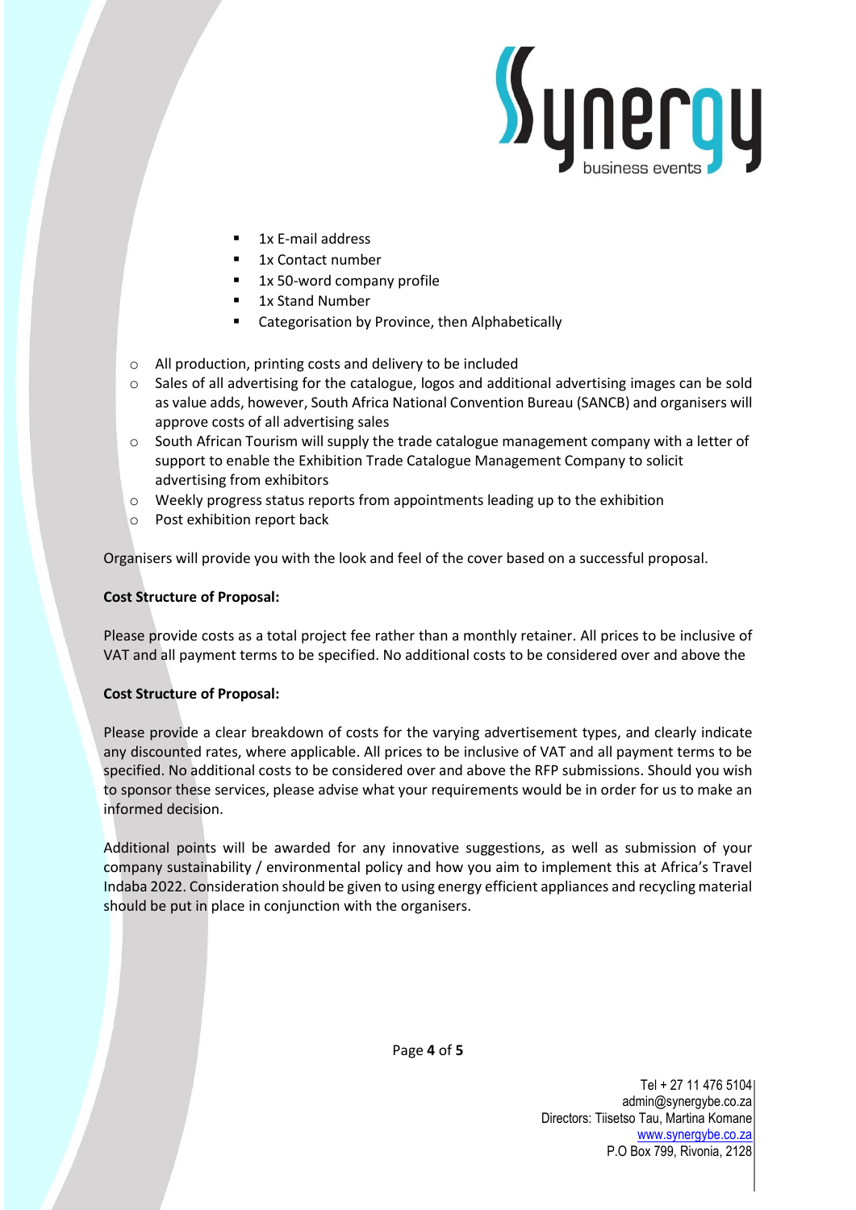- 1x E-mail address
- 1x Contact number
- 1x 50-word company profile
- 1x Stand Number
- Categorisation by Province, then Alphabetically

- All production, printing costs and delivery to be included
- Sales of all advertising for the catalogue, logos and additional advertising images can be sold as value adds, however, South Africa National Convention Bureau (SANCB) and organisers will approve costs of all advertising sales
- South African Tourism will supply the trade catalogue management company with a letter of support to enable the Exhibition Trade Catalogue Management Company to solicit advertising from exhibitors
- Weekly progress status reports from appointments leading up to the exhibition
- Post exhibition report back

Organisers will provide you with the look and feel of the cover based on a successful proposal.

**Cost Structure of Proposal:**

Please provide costs as a total project fee rather than a monthly retainer. All prices to be inclusive of VAT and all payment terms to be specified. No additional costs to be considered over and above the

**Cost Structure of Proposal:**

Please provide a clear breakdown of costs for the varying advertisement types, and clearly indicate any discounted rates, where applicable. All prices to be inclusive of VAT and all payment terms to be specified. No additional costs to be considered over and above the RFP submissions. Should you wish to sponsor these services, please advise what your requirements would be in order for us to make an informed decision.

Additional points will be awarded for any innovative suggestions, as well as submission of your company sustainability / environmental policy and how you aim to implement this at Africa's Travel Indaba 2022. Consideration should be given to using energy efficient appliances and recycling material should be put in place in conjunction with the organisers.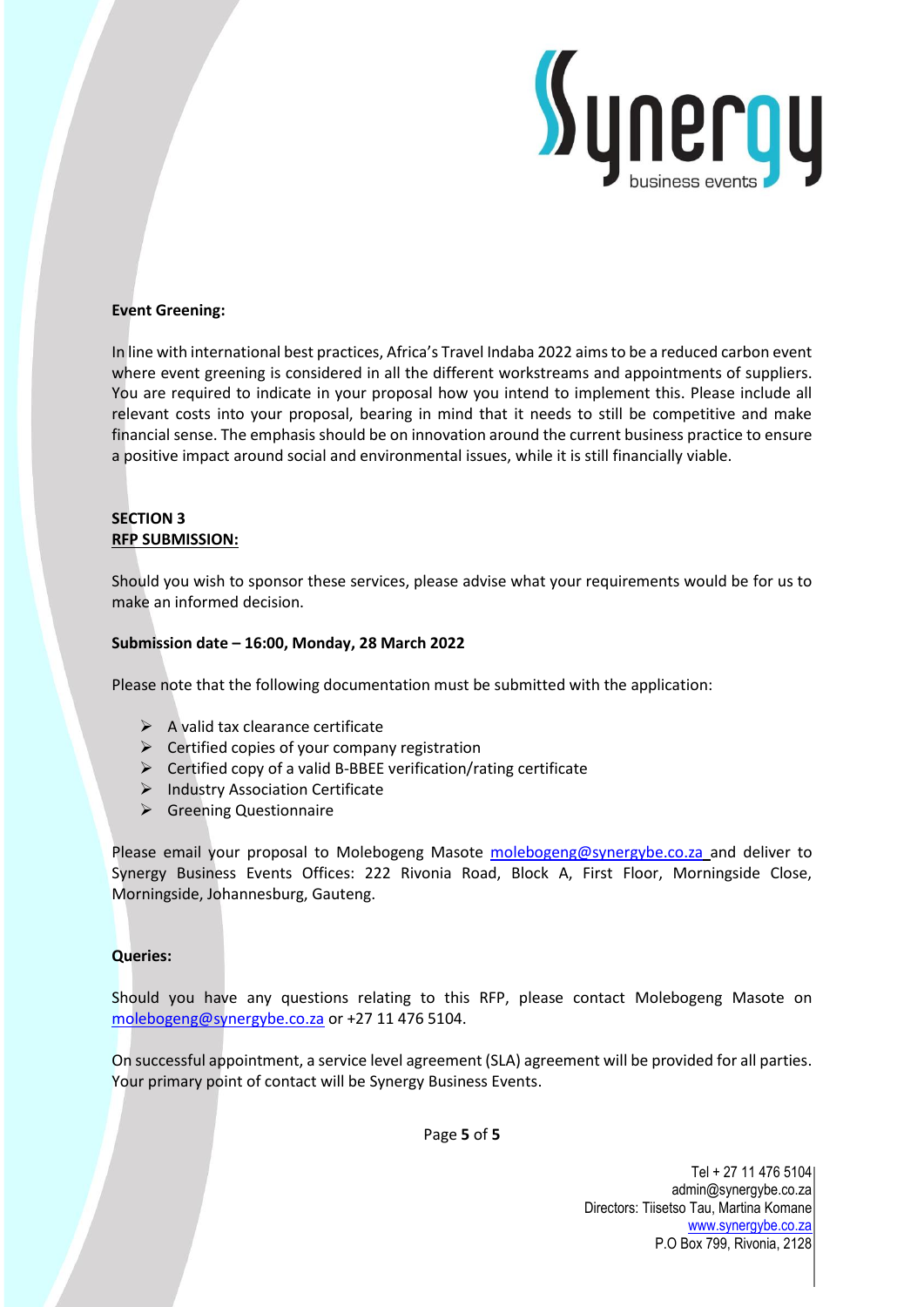**Event Greening:**

In line with international best practices, Africa's Travel Indaba 2022 aims to be a reduced carbon event where event greening is considered in all the different workstreams and appointments of suppliers. You are required to indicate in your proposal how you intend to implement this. Please include all relevant costs into your proposal, bearing in mind that it needs to still be competitive and make financial sense. The emphasis should be on innovation around the current business practice to ensure a positive impact around social and environmental issues, while it is still financially viable.

**SECTION 3**
**RFP SUBMISSION:**

Should you wish to sponsor these services, please advise what your requirements would be for us to make an informed decision.

**Submission date – 16:00, Monday, 28 March 2022**

Please note that the following documentation must be submitted with the application:

- A valid tax clearance certificate
- Certified copies of your company registration
- Certified copy of a valid B-BBEE verification/rating certificate
- Industry Association Certificate
- Greening Questionnaire

Please email your proposal to Molebogeng Masote molebogeng@synergybe.co.za and deliver to Synergy Business Events Offices: 222 Rivonia Road, Block A, First Floor, Morningside Close, Morningside, Johannesburg, Gauteng.

**Queries:**

Should you have any questions relating to this RFP, please contact Molebogeng Masote on molebogeng@synergybe.co.za or +27 11 476 5104.

On successful appointment, a service level agreement (SLA) agreement will be provided for all parties. Your primary point of contact will be Synergy Business Events.

Tel + 27 11 476 5104
admin@synergybe.co.za
Directors: Tiisetso Tau, Martina Komane
www.synergybe.co.za
P.O Box 799, Rivonia, 2128